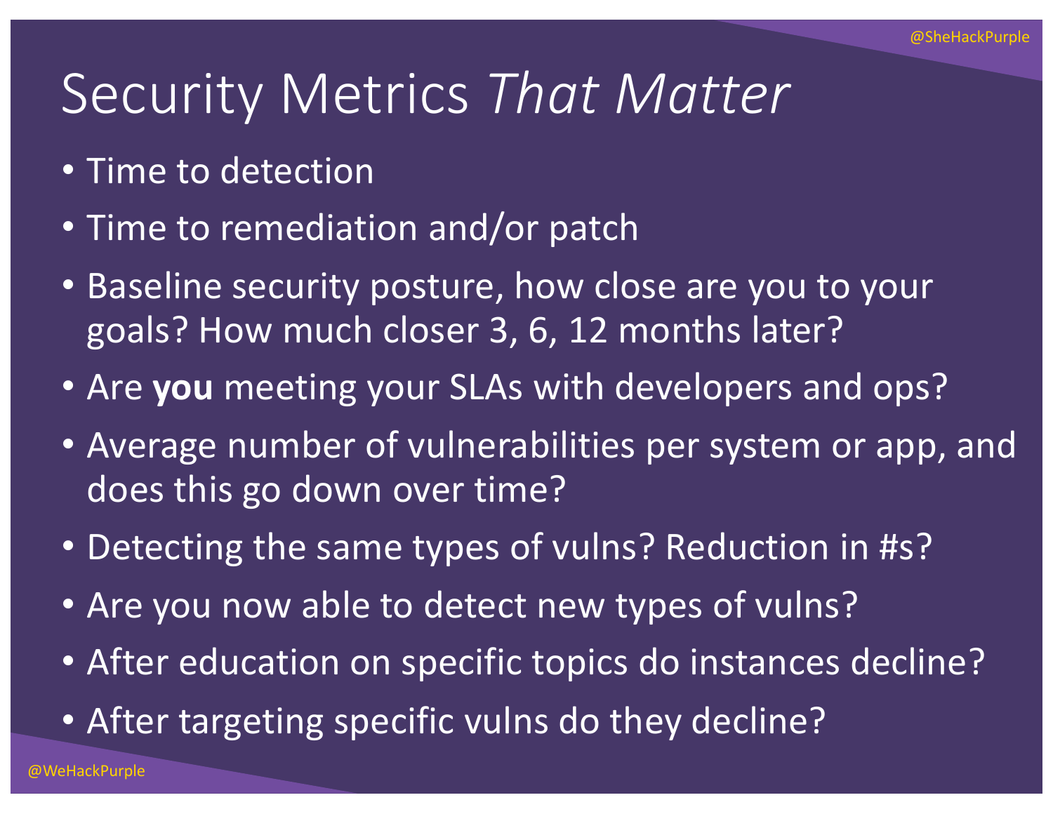# Security Metrics *That Matter*

- Time to detection
- Time to remediation and/or patch
- Baseline security posture, how close are you to your goals? How much closer 3, 6, 12 months later?
- Are **you** meeting your SLAs with developers and ops?
- Average number of vulnerabilities per system or app, and does this go down over time?
- Detecting the same types of vulns? Reduction in #s?
- Are you now able to detect new types of vulns?
- After education on specific topics do instances decline?
- After targeting specific vulns do they decline?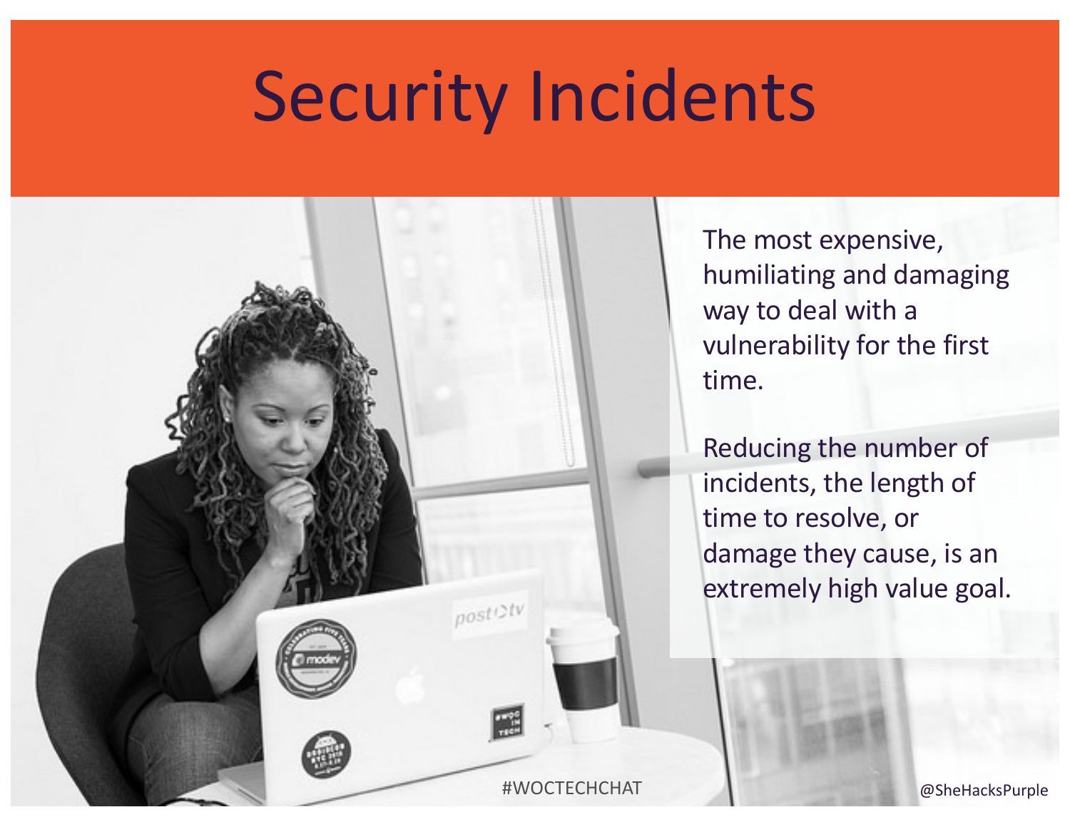# Security Incidents

The most expensive, humiliating and damaging way to deal with a vulnerability for the first time.

Reducing the number of incidents, the length of time to resolve, or damage they cause, is an extremely high value goal.

#WOCTECHCHAT

@SheHacksPurple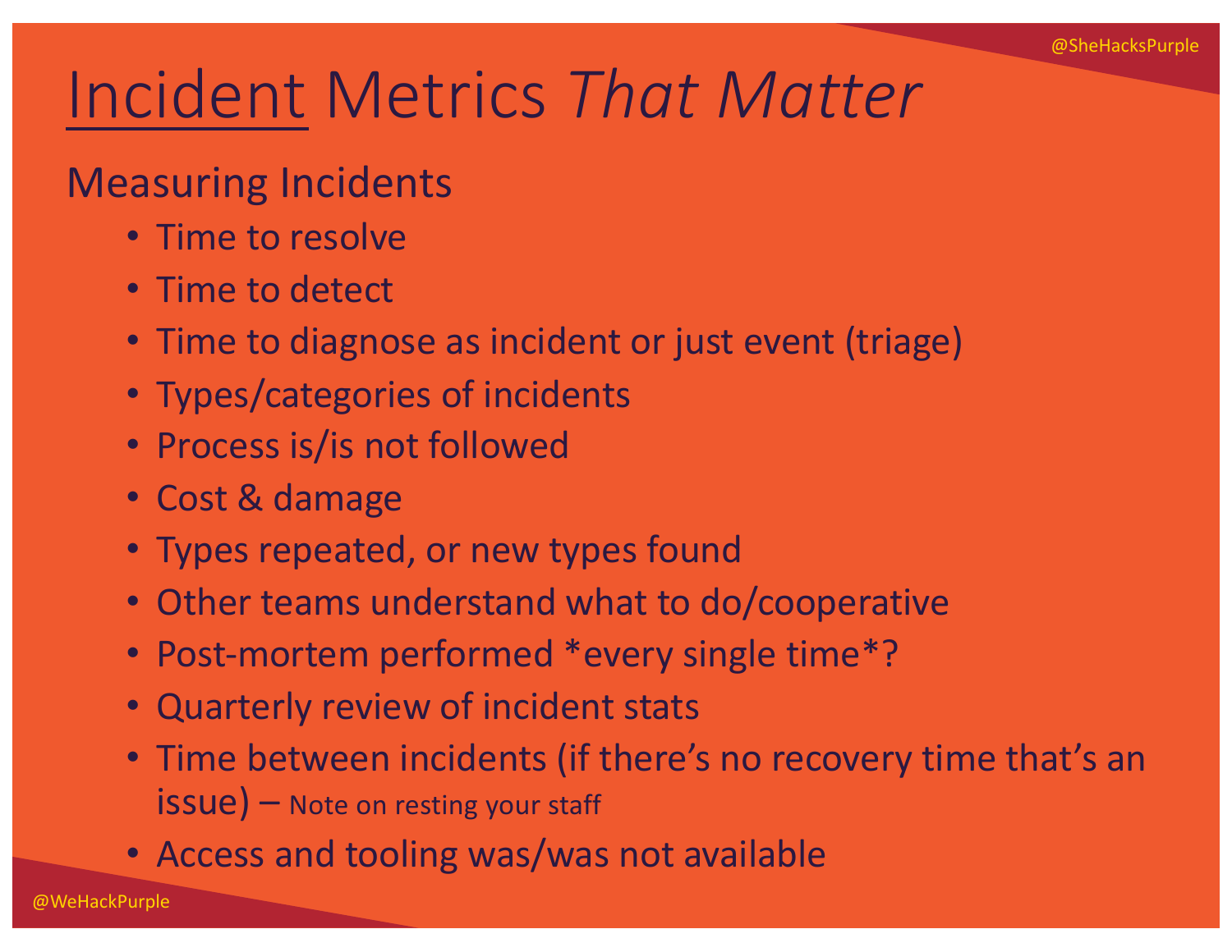# Incident Metrics *That Matter*

## Measuring Incidents

- Time to resolve
- Time to detect
- Time to diagnose as incident or just event (triage)
- Types/categories of incidents
- Process is/is not followed
- Cost & damage
- Types repeated, or new types found
- Other teams understand what to do/cooperative
- Post-mortem performed *every single time*?
- Quarterly review of incident stats
- Time between incidents (if there's no recovery time that's an issue) – Note on resting your staff
- Access and tooling was/was not available